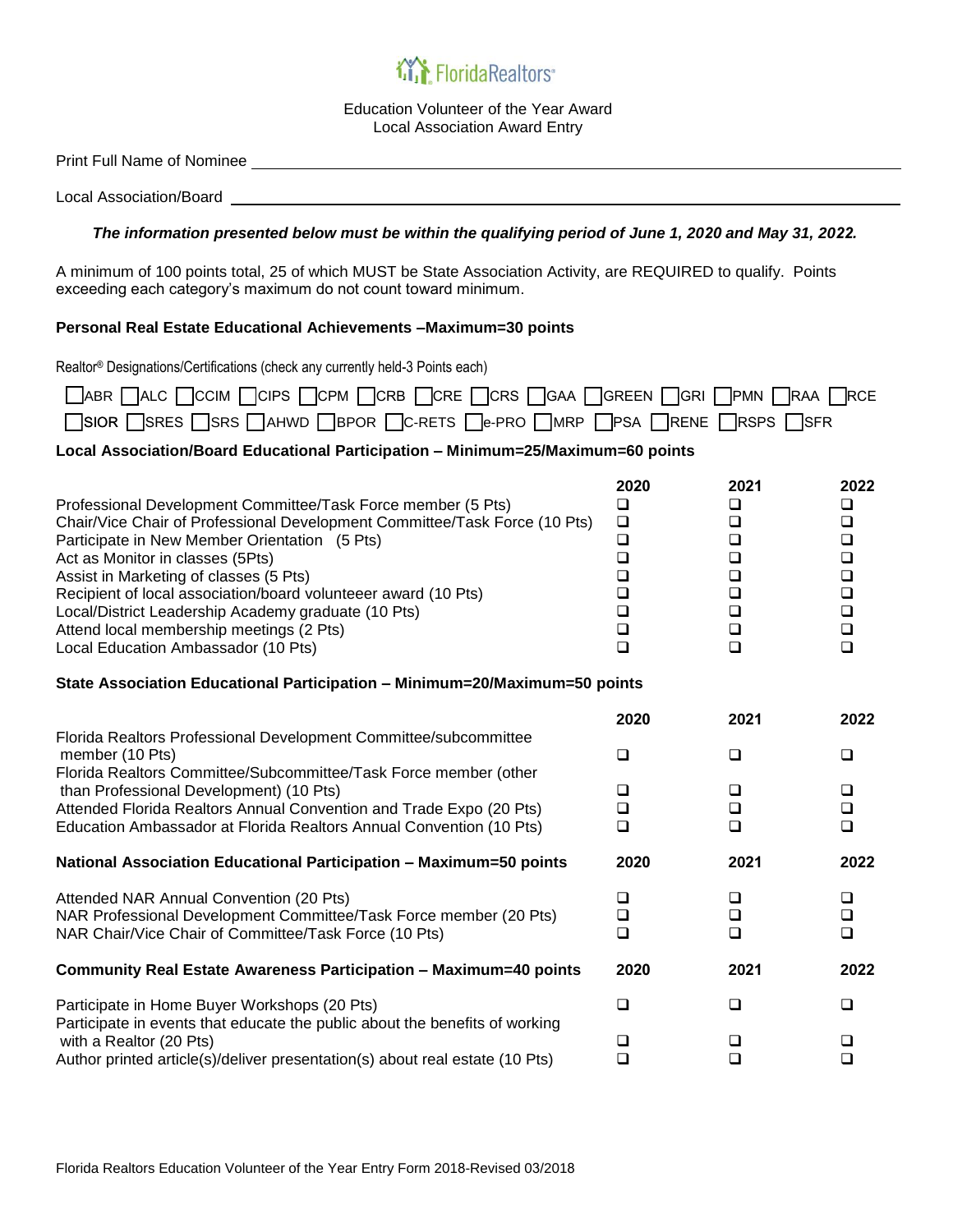FloridaRealtors®

Education Volunteer of the Year Award
Local Association Award Entry

Print Full Name of Nominee ____________________________________________

Local Association/Board ____________________________________________

***The information presented below must be within the qualifying period of June 1, 2020 and May 31, 2022.***

A minimum of 100 points total, 25 of which MUST be State Association Activity, are REQUIRED to qualify. Points exceeding each category's maximum do not count toward minimum.

**Personal Real Estate Educational Achievements –Maximum=30 points**

Realtor® Designations/Certifications (check any currently held-3 Points each)

☐ABR ☐ALC ☐CCIM ☐CIPS ☐CPM ☐CRB ☐CRE ☐CRS ☐GAA ☐GREEN ☐GRI ☐PMN ☐RAA ☐RCE
☐SIOR ☐SRES ☐SRS ☐AHWD ☐BPOR ☐C-RETS ☐e-PRO ☐MRP ☐PSA ☐RENE ☐RSPS ☐SFR

**Local Association/Board Educational Participation – Minimum=25/Maximum=60 points**

| | 2020 | 2021 | 2022 |
|---|---|---|---|
| Professional Development Committee/Task Force member (5 Pts) | ❑ | ❑ | ❑ |
| Chair/Vice Chair of Professional Development Committee/Task Force (10 Pts) | ❑ | ❑ | ❑ |
| Participate in New Member Orientation (5 Pts) | ❑ | ❑ | ❑ |
| Act as Monitor in classes (5Pts) | ❑ | ❑ | ❑ |
| Assist in Marketing of classes (5 Pts) | ❑ | ❑ | ❑ |
| Recipient of local association/board volunteeer award (10 Pts) | ❑ | ❑ | ❑ |
| Local/District Leadership Academy graduate (10 Pts) | ❑ | ❑ | ❑ |
| Attend local membership meetings (2 Pts) | ❑ | ❑ | ❑ |
| Local Education Ambassador (10 Pts) | ❑ | ❑ | ❑ |

**State Association Educational Participation – Minimum=20/Maximum=50 points**

| | 2020 | 2021 | 2022 |
|---|---|---|---|
| Florida Realtors Professional Development Committee/subcommittee member (10 Pts) | ❑ | ❑ | ❑ |
| Florida Realtors Committee/Subcommittee/Task Force member (other than Professional Development) (10 Pts) | ❑ | ❑ | ❑ |
| Attended Florida Realtors Annual Convention and Trade Expo (20 Pts) | ❑ | ❑ | ❑ |
| Education Ambassador at Florida Realtors Annual Convention (10 Pts) | ❑ | ❑ | ❑ |

| **National Association Educational Participation – Maximum=50 points** | **2020** | **2021** | **2022** |
|---|---|---|---|
| Attended NAR Annual Convention (20 Pts) | ❑ | ❑ | ❑ |
| NAR Professional Development Committee/Task Force member (20 Pts) | ❑ | ❑ | ❑ |
| NAR Chair/Vice Chair of Committee/Task Force (10 Pts) | ❑ | ❑ | ❑ |

| **Community Real Estate Awareness Participation – Maximum=40 points** | **2020** | **2021** | **2022** |
|---|---|---|---|
| Participate in Home Buyer Workshops (20 Pts) | ❑ | ❑ | ❑ |
| Participate in events that educate the public about the benefits of working with a Realtor (20 Pts) | ❑ | ❑ | ❑ |
| Author printed article(s)/deliver presentation(s) about real estate (10 Pts) | ❑ | ❑ | ❑ |

Florida Realtors Education Volunteer of the Year Entry Form 2018-Revised 03/2018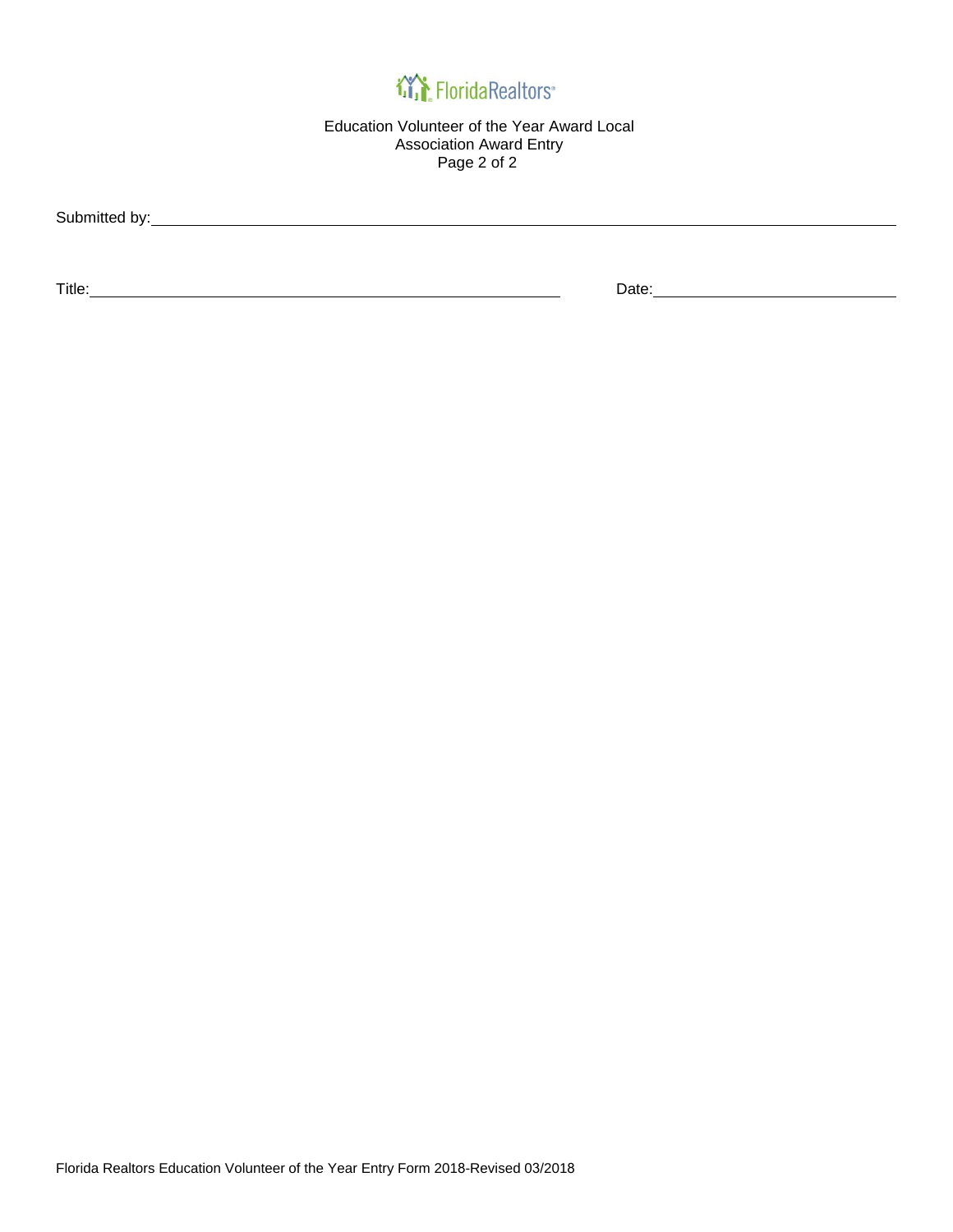FloridaRealtors®

Education Volunteer of the Year Award Local Association Award Entry

Submitted by: ____________________________________________

Title: ______________________________ Date: ____________________

Florida Realtors Education Volunteer of the Year Entry Form 2018-Revised 03/2018